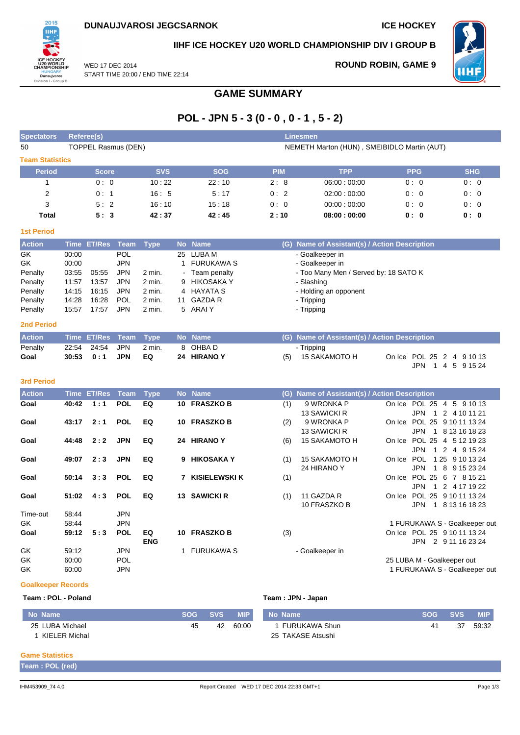**DUNAUJVAROSI JEGCSARNOK** — **ICE HOCKEY**

**IIHF ICE HOCKEY U20 WORLD CHAMPIONSHIP DIV I GROUP B**

WED 17 DEC 2014
START TIME 20:00 / END TIME 22:14

**ROUND ROBIN, GAME 9**

# GAME SUMMARY

## POL - JPN 5 - 3 (0 - 0 , 0 - 1 , 5 - 2)

| Spectators | Referee(s) | Linesmen |
|---|---|---|
| 50 | TOPPEL Rasmus (DEN) | NEMETH Marton (HUN) , SMEIBIDLO Martin (AUT) |

### Team Statistics

| Period | Score | SVS | SOG | PIM | TPP | PPG | SHG |
|---|---|---|---|---|---|---|---|
| 1 | 0 : 0 | 10 : 22 | 22 : 10 | 2 : 8 | 06:00 : 00:00 | 0 : 0 | 0 : 0 |
| 2 | 0 : 1 | 16 : 5 | 5 : 17 | 0 : 2 | 02:00 : 00:00 | 0 : 0 | 0 : 0 |
| 3 | 5 : 2 | 16 : 10 | 15 : 18 | 0 : 0 | 00:00 : 00:00 | 0 : 0 | 0 : 0 |
| **Total** | **5 : 3** | **42 : 37** | **42 : 45** | **2 : 10** | **08:00 : 00:00** | **0 : 0** | **0 : 0** |

### 1st Period

| Action | Time | ET/Res | Team | Type | No | Name | (G) | Name of Assistant(s) / Action Description | |
|---|---|---|---|---|---|---|---|---|---|
| GK | 00:00 | | POL | | 25 | LUBA M | | - Goalkeeper in | |
| GK | 00:00 | | JPN | | 1 | FURUKAWA S | | - Goalkeeper in | |
| Penalty | 03:55 | 05:55 | JPN | 2 min. | - | Team penalty | | - Too Many Men / Served by: 18 SATO K | |
| Penalty | 11:57 | 13:57 | JPN | 2 min. | 9 | HIKOSAKA Y | | - Slashing | |
| Penalty | 14:15 | 16:15 | JPN | 2 min. | 4 | HAYATA S | | - Holding an opponent | |
| Penalty | 14:28 | 16:28 | POL | 2 min. | 11 | GAZDA R | | - Tripping | |
| Penalty | 15:57 | 17:57 | JPN | 2 min. | 5 | ARAI Y | | - Tripping | |

### 2nd Period

| Action | Time | ET/Res | Team | Type | No | Name | (G) | Name of Assistant(s) / Action Description | |
|---|---|---|---|---|---|---|---|---|---|
| Penalty | 22:54 | 24:54 | JPN | 2 min. | 8 | OHBA D | | - Tripping | |
| **Goal** | **30:53** | **0 : 1** | **JPN** | **EQ** | **24** | **HIRANO Y** | (5) | 15 SAKAMOTO H | On Ice POL 25 2 4 9 10 13<br>JPN 1 4 5 9 15 24 |

### 3rd Period

| Action | Time | ET/Res | Team | Type | No | Name | (G) | Name of Assistant(s) / Action Description | |
|---|---|---|---|---|---|---|---|---|---|
| **Goal** | **40:42** | **1 : 1** | **POL** | **EQ** | **10** | **FRASZKO B** | (1) | 9 WRONKA P<br>13 SAWICKI R | On Ice POL 25 4 5 9 10 13<br>JPN 1 2 4 10 11 21 |
| **Goal** | **43:17** | **2 : 1** | **POL** | **EQ** | **10** | **FRASZKO B** | (2) | 9 WRONKA P<br>13 SAWICKI R | On Ice POL 25 9 10 11 13 24<br>JPN 1 8 13 16 18 23 |
| **Goal** | **44:48** | **2 : 2** | **JPN** | **EQ** | **24** | **HIRANO Y** | (6) | 15 SAKAMOTO H | On Ice POL 25 4 5 12 19 23<br>JPN 1 2 4 9 15 24 |
| **Goal** | **49:07** | **2 : 3** | **JPN** | **EQ** | **9** | **HIKOSAKA Y** | (1) | 15 SAKAMOTO H<br>24 HIRANO Y | On Ice POL 1 25 9 10 13 24<br>JPN 1 8 9 15 23 24 |
| **Goal** | **50:14** | **3 : 3** | **POL** | **EQ** | **7** | **KISIELEWSKI K** | (1) | | On Ice POL 25 6 7 8 15 21<br>JPN 1 2 4 17 19 22 |
| **Goal** | **51:02** | **4 : 3** | **POL** | **EQ** | **13** | **SAWICKI R** | (1) | 11 GAZDA R<br>10 FRASZKO B | On Ice POL 25 9 10 11 13 24<br>JPN 1 8 13 16 18 23 |
| Time-out | 58:44 | | JPN | | | | | | |
| GK | 58:44 | | JPN | | | | | | 1 FURUKAWA S - Goalkeeper out |
| **Goal** | **59:12** | **5 : 3** | **POL** | **EQ<br>ENG** | **10** | **FRASZKO B** | (3) | | On Ice POL 25 9 10 11 13 24<br>JPN 2 9 11 16 23 24 |
| GK | 59:12 | | JPN | | 1 | FURUKAWA S | | - Goalkeeper in | |
| GK | 60:00 | | POL | | | | | | 25 LUBA M - Goalkeeper out |
| GK | 60:00 | | JPN | | | | | | 1 FURUKAWA S - Goalkeeper out |

### Goalkeeper Records

**Team : POL - Poland**

| No Name | SOG | SVS | MIP |
|---|---|---|---|
| 25 LUBA Michael | 45 | 42 | 60:00 |
| 1 KIELER Michal | | | |

**Team : JPN - Japan**

| No Name | SOG | SVS | MIP |
|---|---|---|---|
| 1 FURUKAWA Shun | 41 | 37 | 59:32 |
| 25 TAKASE Atsushi | | | |

### Game Statistics

**Team : POL (red)**

IHM453909_74 4.0 — Report Created WED 17 DEC 2014 22:33 GMT+1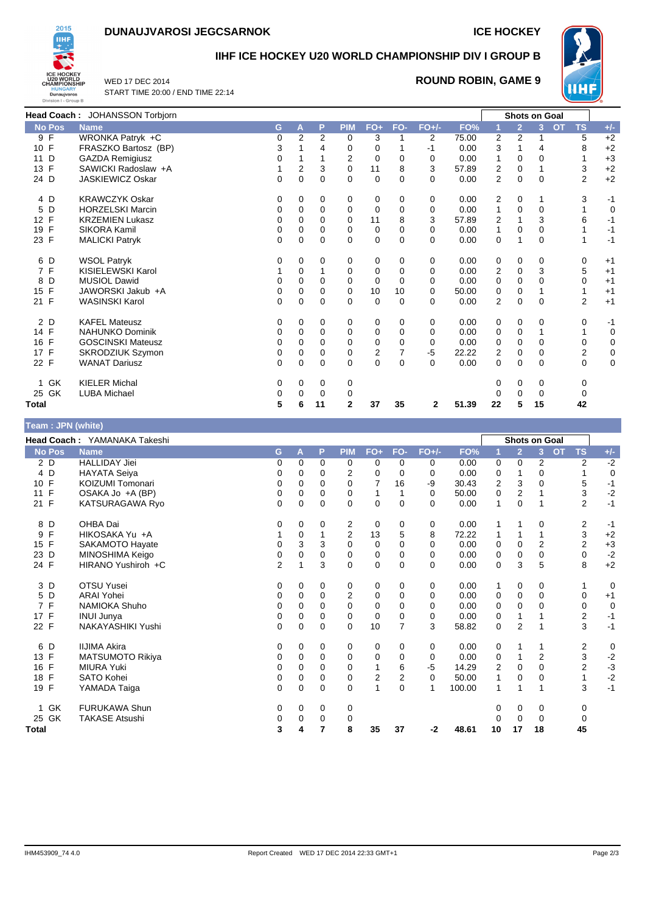**DUNAUJVAROSI JEGCSARNOK** | **ICE HOCKEY**

# IIHF ICE HOCKEY U20 WORLD CHAMPIONSHIP DIV I GROUP B

WED 17 DEC 2014
START TIME 20:00 / END TIME 22:14

**ROUND ROBIN, GAME 9**

**Head Coach :** JOHANSSON Torbjorn

| No | Pos | Name | G | A | P | PIM | FO+ | FO- | FO+/- | FO% | Shots on Goal 1 | 2 | 3 | OT | TS | +/- |
|---|---|---|---|---|---|---|---|---|---|---|---|---|---|---|---|---|
| 9 | F | WRONKA Patryk +C | 0 | 2 | 2 | 0 | 3 | 1 | 2 | 75.00 | 2 | 2 | 1 | | 5 | +2 |
| 10 | F | FRASZKO Bartosz (BP) | 3 | 1 | 4 | 0 | 0 | 1 | -1 | 0.00 | 3 | 1 | 4 | | 8 | +2 |
| 11 | D | GAZDA Remigiusz | 0 | 1 | 1 | 2 | 0 | 0 | 0 | 0.00 | 1 | 0 | 0 | | 1 | +3 |
| 13 | F | SAWICKI Radoslaw +A | 1 | 2 | 3 | 0 | 11 | 8 | 3 | 57.89 | 2 | 0 | 1 | | 3 | +2 |
| 24 | D | JASKIEWICZ Oskar | 0 | 0 | 0 | 0 | 0 | 0 | 0 | 0.00 | 2 | 0 | 0 | | 2 | +2 |
| 4 | D | KRAWCZYK Oskar | 0 | 0 | 0 | 0 | 0 | 0 | 0 | 0.00 | 2 | 0 | 1 | | 3 | -1 |
| 5 | D | HORZELSKI Marcin | 0 | 0 | 0 | 0 | 0 | 0 | 0 | 0.00 | 1 | 0 | 0 | | 1 | 0 |
| 12 | F | KRZEMIEN Lukasz | 0 | 0 | 0 | 0 | 11 | 8 | 3 | 57.89 | 2 | 1 | 3 | | 6 | -1 |
| 19 | F | SIKORA Kamil | 0 | 0 | 0 | 0 | 0 | 0 | 0 | 0.00 | 1 | 0 | 0 | | 1 | -1 |
| 23 | F | MALICKI Patryk | 0 | 0 | 0 | 0 | 0 | 0 | 0 | 0.00 | 0 | 1 | 0 | | 1 | -1 |
| 6 | D | WSOL Patryk | 0 | 0 | 0 | 0 | 0 | 0 | 0 | 0.00 | 0 | 0 | 0 | | 0 | +1 |
| 7 | F | KISIELEWSKI Karol | 1 | 0 | 1 | 0 | 0 | 0 | 0 | 0.00 | 2 | 0 | 3 | | 5 | +1 |
| 8 | D | MUSIOL Dawid | 0 | 0 | 0 | 0 | 0 | 0 | 0 | 0.00 | 0 | 0 | 0 | | 0 | +1 |
| 15 | F | JAWORSKI Jakub +A | 0 | 0 | 0 | 0 | 10 | 10 | 0 | 50.00 | 0 | 0 | 1 | | 1 | +1 |
| 21 | F | WASINSKI Karol | 0 | 0 | 0 | 0 | 0 | 0 | 0 | 0.00 | 2 | 0 | 0 | | 2 | +1 |
| 2 | D | KAFEL Mateusz | 0 | 0 | 0 | 0 | 0 | 0 | 0 | 0.00 | 0 | 0 | 0 | | 0 | -1 |
| 14 | F | NAHUNKO Dominik | 0 | 0 | 0 | 0 | 0 | 0 | 0 | 0.00 | 0 | 0 | 1 | | 1 | 0 |
| 16 | F | GOSCINSKI Mateusz | 0 | 0 | 0 | 0 | 0 | 0 | 0 | 0.00 | 0 | 0 | 0 | | 0 | 0 |
| 17 | F | SKRODZIUK Szymon | 0 | 0 | 0 | 0 | 2 | 7 | -5 | 22.22 | 2 | 0 | 0 | | 2 | 0 |
| 22 | F | WANAT Dariusz | 0 | 0 | 0 | 0 | 0 | 0 | 0 | 0.00 | 0 | 0 | 0 | | 0 | 0 |
| 1 | GK | KIELER Michal | 0 | 0 | 0 | 0 | | | | | 0 | 0 | 0 | | 0 | |
| 25 | GK | LUBA Michael | 0 | 0 | 0 | 0 | | | | | 0 | 0 | 0 | | 0 | |
| **Total** | | | **5** | **6** | **11** | **2** | **37** | **35** | **2** | **51.39** | **22** | **5** | **15** | | **42** | |

## Team : JPN (white)

**Head Coach :** YAMANAKA Takeshi

| No | Pos | Name | G | A | P | PIM | FO+ | FO- | FO+/- | FO% | Shots on Goal 1 | 2 | 3 | OT | TS | +/- |
|---|---|---|---|---|---|---|---|---|---|---|---|---|---|---|---|---|
| 2 | D | HALLIDAY Jiei | 0 | 0 | 0 | 0 | 0 | 0 | 0 | 0.00 | 0 | 0 | 2 | | 2 | -2 |
| 4 | D | HAYATA Seiya | 0 | 0 | 0 | 2 | 0 | 0 | 0 | 0.00 | 0 | 1 | 0 | | 1 | 0 |
| 10 | F | KOIZUMI Tomonari | 0 | 0 | 0 | 0 | 7 | 16 | -9 | 30.43 | 2 | 3 | 0 | | 5 | -1 |
| 11 | F | OSAKA Jo +A (BP) | 0 | 0 | 0 | 0 | 1 | 1 | 0 | 50.00 | 0 | 2 | 1 | | 3 | -2 |
| 21 | F | KATSURAGAWA Ryo | 0 | 0 | 0 | 0 | 0 | 0 | 0 | 0.00 | 1 | 0 | 1 | | 2 | -1 |
| 8 | D | OHBA Dai | 0 | 0 | 0 | 2 | 0 | 0 | 0 | 0.00 | 1 | 1 | 0 | | 2 | -1 |
| 9 | F | HIKOSAKA Yu +A | 1 | 0 | 1 | 2 | 13 | 5 | 8 | 72.22 | 1 | 1 | 1 | | 3 | +2 |
| 15 | F | SAKAMOTO Hayate | 0 | 3 | 3 | 0 | 0 | 0 | 0 | 0.00 | 0 | 0 | 2 | | 2 | +3 |
| 23 | D | MINOSHIMA Keigo | 0 | 0 | 0 | 0 | 0 | 0 | 0 | 0.00 | 0 | 0 | 0 | | 0 | -2 |
| 24 | F | HIRANO Yushiroh +C | 2 | 1 | 3 | 0 | 0 | 0 | 0 | 0.00 | 0 | 3 | 5 | | 8 | +2 |
| 3 | D | OTSU Yusei | 0 | 0 | 0 | 0 | 0 | 0 | 0 | 0.00 | 1 | 0 | 0 | | 1 | 0 |
| 5 | D | ARAI Yohei | 0 | 0 | 0 | 2 | 0 | 0 | 0 | 0.00 | 0 | 0 | 0 | | 0 | +1 |
| 7 | F | NAMIOKA Shuho | 0 | 0 | 0 | 0 | 0 | 0 | 0 | 0.00 | 0 | 0 | 0 | | 0 | 0 |
| 17 | F | INUI Junya | 0 | 0 | 0 | 0 | 0 | 0 | 0 | 0.00 | 0 | 1 | 1 | | 2 | -1 |
| 22 | F | NAKAYASHIKI Yushi | 0 | 0 | 0 | 0 | 10 | 7 | 3 | 58.82 | 0 | 2 | 1 | | 3 | -1 |
| 6 | D | IIJIMA Akira | 0 | 0 | 0 | 0 | 0 | 0 | 0 | 0.00 | 0 | 1 | 1 | | 2 | 0 |
| 13 | F | MATSUMOTO Rikiya | 0 | 0 | 0 | 0 | 0 | 0 | 0 | 0.00 | 0 | 1 | 2 | | 3 | -2 |
| 16 | F | MIURA Yuki | 0 | 0 | 0 | 0 | 1 | 6 | -5 | 14.29 | 2 | 0 | 0 | | 2 | -3 |
| 18 | F | SATO Kohei | 0 | 0 | 0 | 0 | 2 | 2 | 0 | 50.00 | 1 | 0 | 0 | | 1 | -2 |
| 19 | F | YAMADA Taiga | 0 | 0 | 0 | 0 | 1 | 0 | 1 | 100.00 | 1 | 1 | 1 | | 3 | -1 |
| 1 | GK | FURUKAWA Shun | 0 | 0 | 0 | 0 | | | | | 0 | 0 | 0 | | 0 | |
| 25 | GK | TAKASE Atsushi | 0 | 0 | 0 | 0 | | | | | 0 | 0 | 0 | | 0 | |
| **Total** | | | **3** | **4** | **7** | **8** | **35** | **37** | **-2** | **48.61** | **10** | **17** | **18** | | **45** | |

IHM453909_74 4.0 Report Created WED 17 DEC 2014 22:33 GMT+1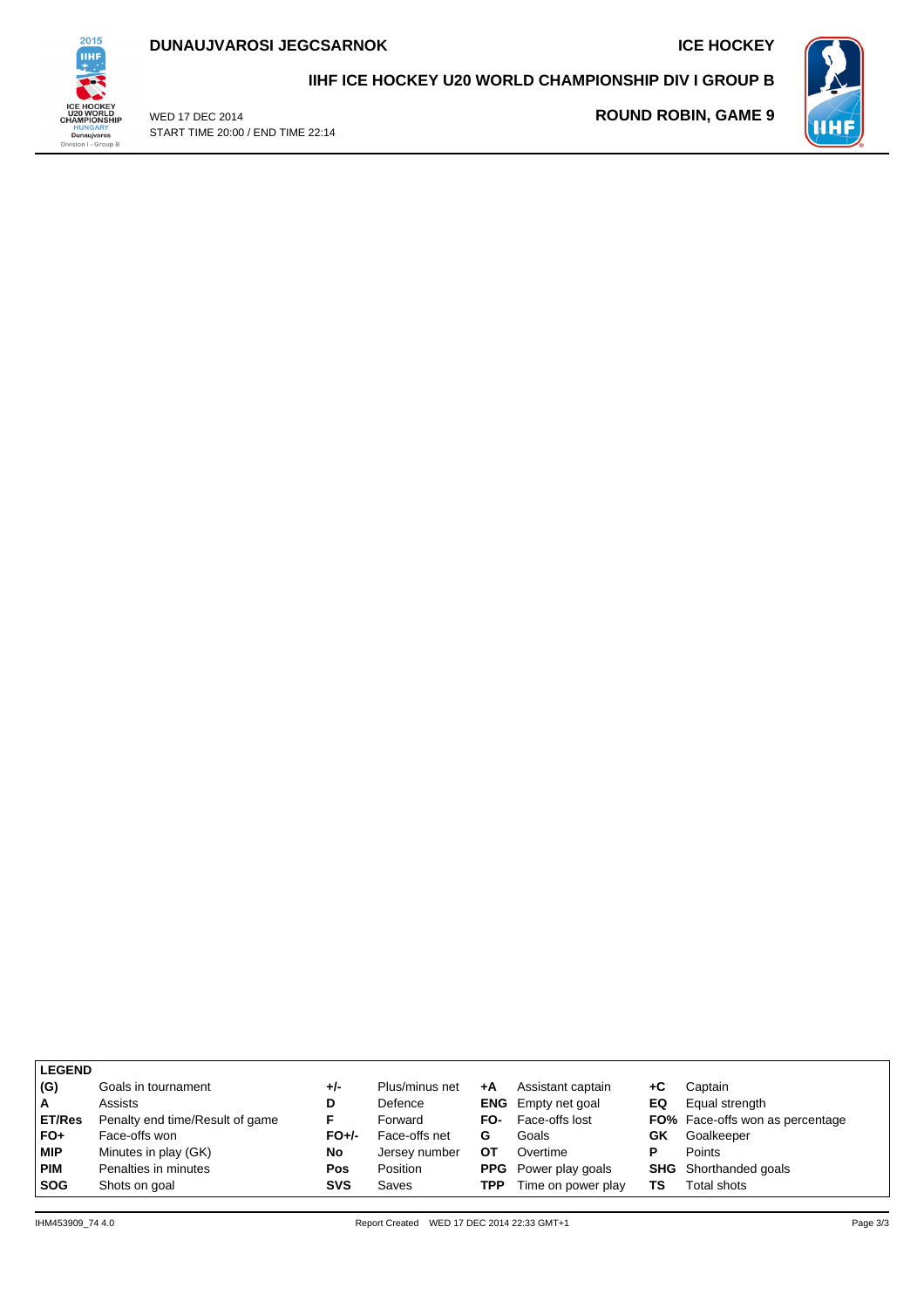DUNAUJVAROSI JEGCSARNOK

ICE HOCKEY

## IIHF ICE HOCKEY U20 WORLD CHAMPIONSHIP DIV I GROUP B

WED 17 DEC 2014
START TIME 20:00 / END TIME 22:14

**ROUND ROBIN, GAME 9**

| LEGEND | | | | | | | |
|---|---|---|---|---|---|---|---|
| **(G)** | Goals in tournament | **+/-** | Plus/minus net | **+A** | Assistant captain | **+C** | Captain |
| **A** | Assists | **D** | Defence | **ENG** | Empty net goal | **EQ** | Equal strength |
| **ET/Res** | Penalty end time/Result of game | **F** | Forward | **FO-** | Face-offs lost | **FO%** | Face-offs won as percentage |
| **FO+** | Face-offs won | **FO+/-** | Face-offs net | **G** | Goals | **GK** | Goalkeeper |
| **MIP** | Minutes in play (GK) | **No** | Jersey number | **OT** | Overtime | **P** | Points |
| **PIM** | Penalties in minutes | **Pos** | Position | **PPG** | Power play goals | **SHG** | Shorthanded goals |
| **SOG** | Shots on goal | **SVS** | Saves | **TPP** | Time on power play | **TS** | Total shots |

IHM453909_74 4.0 Report Created WED 17 DEC 2014 22:33 GMT+1